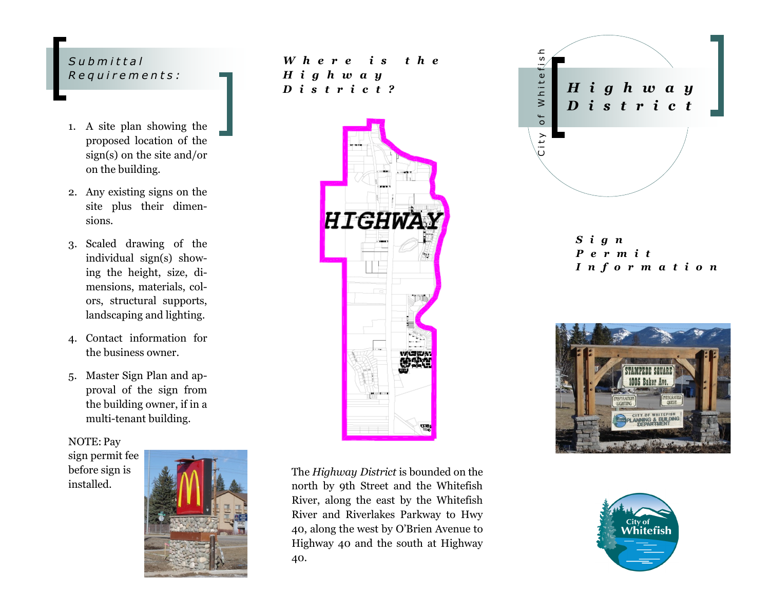## Submittal Requirements:

1. A site plan showing the proposed location of the sign(s) on the site and/or on the building.
2. Any existing signs on the site plus their dimensions.
3. Scaled drawing of the individual sign(s) showing the height, size, dimensions, materials, colors, structural supports, landscaping and lighting.
4. Contact information for the business owner.
5. Master Sign Plan and approval of the sign from the building owner, if in a multi-tenant building.

NOTE: Pay sign permit fee before sign is installed.

## *Where is the Highway District?*

HIGHWAY

The *Highway District* is bounded on the north by 9th Street and the Whitefish River, along the east by the Whitefish River and Riverlakes Parkway to Hwy 40, along the west by O'Brien Avenue to Highway 40 and the south at Highway 40.

City of Whitefish

# *Highway District*

## *Sign Permit Information*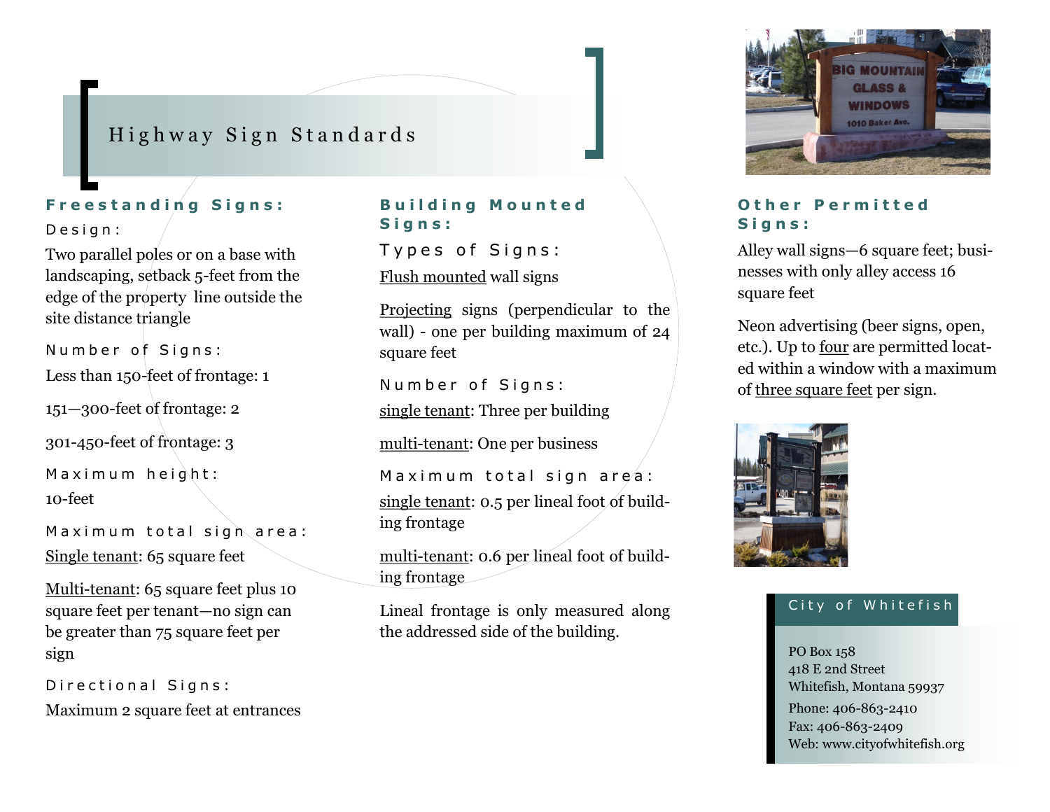# Highway Sign Standards

## Freestanding Signs:

### Design:

Two parallel poles or on a base with landscaping, setback 5-feet from the edge of the property line outside the site distance triangle

### Number of Signs:

Less than 150-feet of frontage: 1

151—300-feet of frontage: 2

301-450-feet of frontage: 3

### Maximum height:

10-feet

### Maximum total sign area:

Single tenant: 65 square feet

Multi-tenant: 65 square feet plus 10 square feet per tenant—no sign can be greater than 75 square feet per sign

### Directional Signs:

Maximum 2 square feet at entrances

## Building Mounted Signs:

### Types of Signs:

Flush mounted wall signs

Projecting signs (perpendicular to the wall) - one per building maximum of 24 square feet

### Number of Signs:

single tenant: Three per building

multi-tenant: One per business

### Maximum total sign area:

single tenant: 0.5 per lineal foot of building frontage

multi-tenant: 0.6 per lineal foot of building frontage

Lineal frontage is only measured along the addressed side of the building.

## Other Permitted Signs:

Alley wall signs—6 square feet; businesses with only alley access 16 square feet

Neon advertising (beer signs, open, etc.). Up to four are permitted located within a window with a maximum of three square feet per sign.

### City of Whitefish

PO Box 158
418 E 2nd Street
Whitefish, Montana 59937

Phone: 406-863-2410
Fax: 406-863-2409
Web: www.cityofwhitefish.org